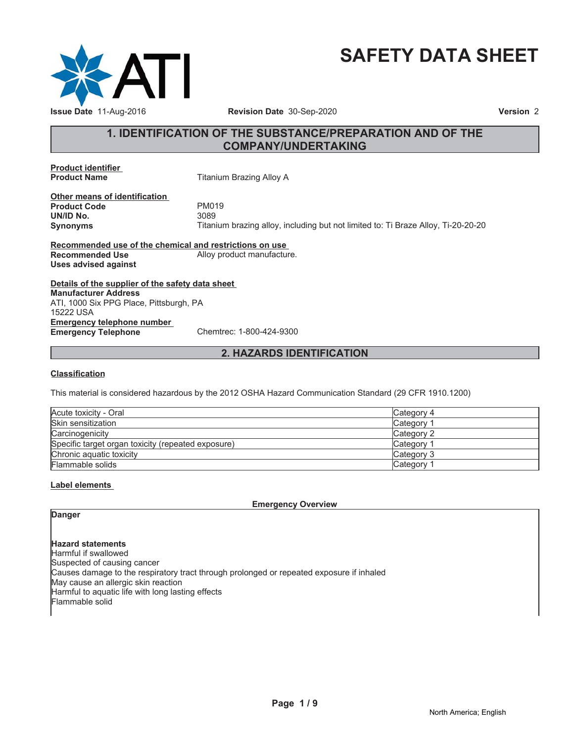# SAFETY DATA SHEET

**Issue Date** 11-Aug-2016 **Revision Date** 30-Sep-2020 **Version** 2

## 1. IDENTIFICATION OF THE SUBSTANCE/PREPARATION AND OF THE COMPANY/UNDERTAKING

**Product identifier**

**Product Name** Titanium Brazing Alloy A

**Other means of identification**

**Product Code** PM019

**UN/ID No.** 3089

**Synonyms** Titanium brazing alloy, including but not limited to: Ti Braze Alloy, Ti-20-20-20

**Recommended use of the chemical and restrictions on use**

**Recommended Use** Alloy product manufacture.

**Uses advised against**

**Details of the supplier of the safety data sheet**

**Manufacturer Address**
ATI, 1000 Six PPG Place, Pittsburgh, PA
15222 USA

**Emergency telephone number**

**Emergency Telephone** Chemtrec: 1-800-424-9300

## 2. HAZARDS IDENTIFICATION

**Classification**

This material is considered hazardous by the 2012 OSHA Hazard Communication Standard (29 CFR 1910.1200)

| | |
|---|---|
| Acute toxicity - Oral | Category 4 |
| Skin sensitization | Category 1 |
| Carcinogenicity | Category 2 |
| Specific target organ toxicity (repeated exposure) | Category 1 |
| Chronic aquatic toxicity | Category 3 |
| Flammable solids | Category 1 |

**Label elements**

**Emergency Overview**

**Danger**

**Hazard statements**

Harmful if swallowed
Suspected of causing cancer
Causes damage to the respiratory tract through prolonged or repeated exposure if inhaled
May cause an allergic skin reaction
Harmful to aquatic life with long lasting effects
Flammable solid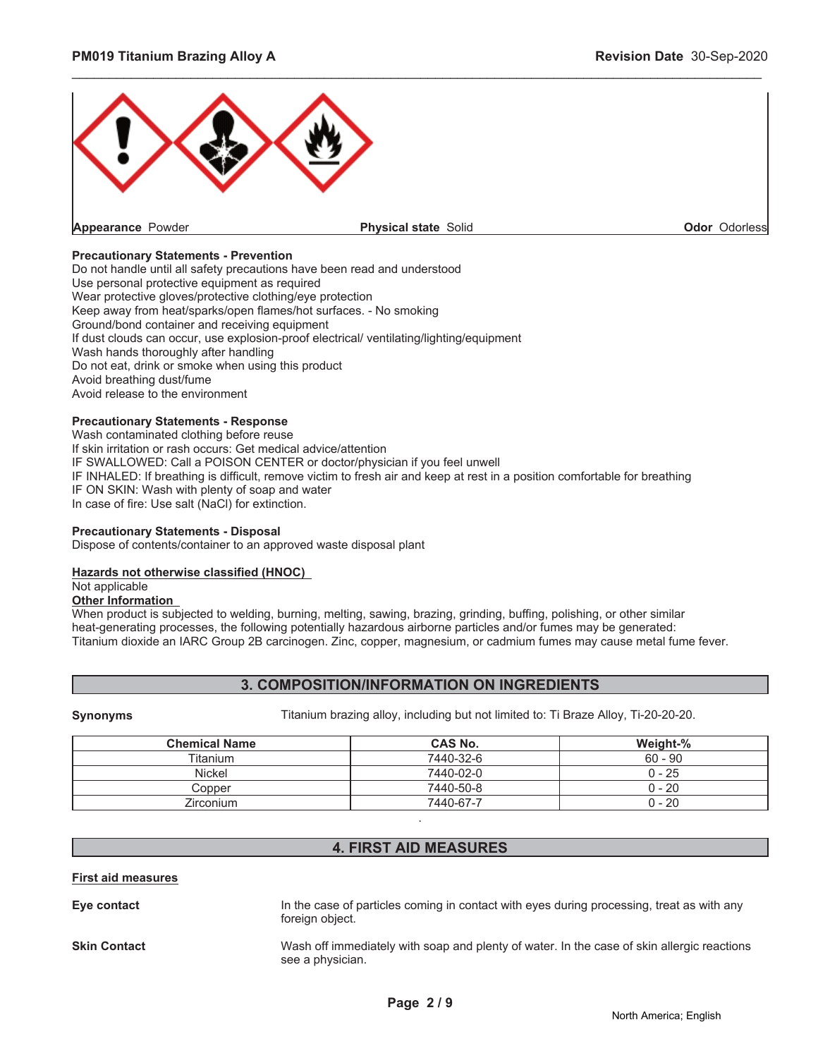| Appearance Powder | Physical state Solid | Odor Odorless |
|---|---|---|

**Precautionary Statements - Prevention**
Do not handle until all safety precautions have been read and understood
Use personal protective equipment as required
Wear protective gloves/protective clothing/eye protection
Keep away from heat/sparks/open flames/hot surfaces. - No smoking
Ground/bond container and receiving equipment
If dust clouds can occur, use explosion-proof electrical/ ventilating/lighting/equipment
Wash hands thoroughly after handling
Do not eat, drink or smoke when using this product
Avoid breathing dust/fume
Avoid release to the environment

**Precautionary Statements - Response**
Wash contaminated clothing before reuse
If skin irritation or rash occurs: Get medical advice/attention
IF SWALLOWED: Call a POISON CENTER or doctor/physician if you feel unwell
IF INHALED: If breathing is difficult, remove victim to fresh air and keep at rest in a position comfortable for breathing
IF ON SKIN: Wash with plenty of soap and water
In case of fire: Use salt (NaCl) for extinction.

**Precautionary Statements - Disposal**
Dispose of contents/container to an approved waste disposal plant

**Hazards not otherwise classified (HNOC)**
Not applicable

**Other Information**
When product is subjected to welding, burning, melting, sawing, brazing, grinding, buffing, polishing, or other similar heat-generating processes, the following potentially hazardous airborne particles and/or fumes may be generated: Titanium dioxide an IARC Group 2B carcinogen. Zinc, copper, magnesium, or cadmium fumes may cause metal fume fever.

## 3. COMPOSITION/INFORMATION ON INGREDIENTS

**Synonyms** Titanium brazing alloy, including but not limited to: Ti Braze Alloy, Ti-20-20-20.

| Chemical Name | CAS No. | Weight-% |
|---|---|---|
| Titanium | 7440-32-6 | 60 - 90 |
| Nickel | 7440-02-0 | 0 - 25 |
| Copper | 7440-50-8 | 0 - 20 |
| Zirconium | 7440-67-7 | 0 - 20 |

## 4. FIRST AID MEASURES

**First aid measures**

**Eye contact** In the case of particles coming in contact with eyes during processing, treat as with any foreign object.

**Skin Contact** Wash off immediately with soap and plenty of water. In the case of skin allergic reactions see a physician.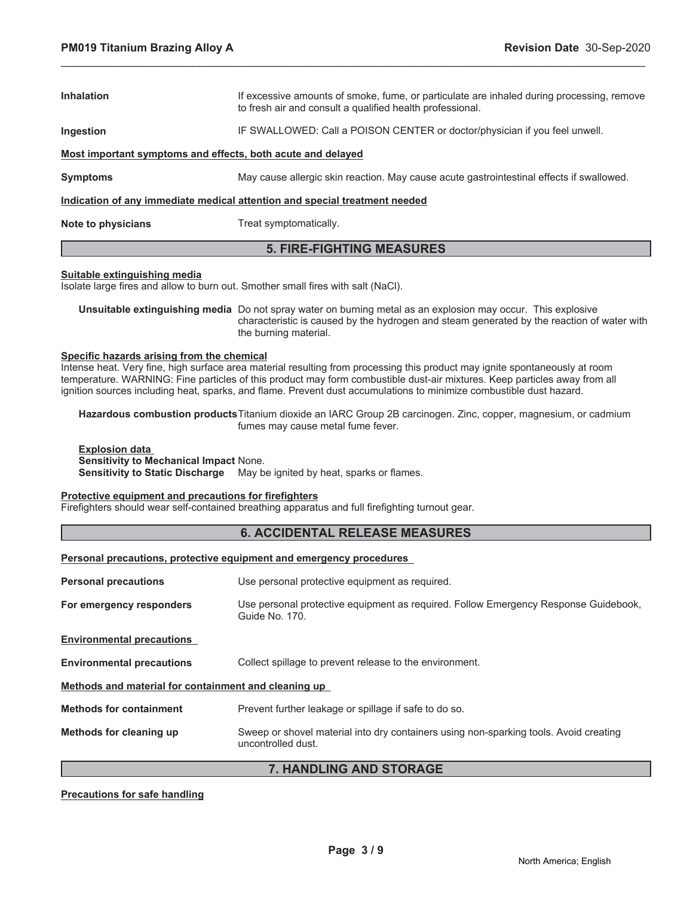**Inhalation**: If excessive amounts of smoke, fume, or particulate are inhaled during processing, remove to fresh air and consult a qualified health professional.

**Ingestion**: IF SWALLOWED: Call a POISON CENTER or doctor/physician if you feel unwell.

**Most important symptoms and effects, both acute and delayed**

**Symptoms**: May cause allergic skin reaction. May cause acute gastrointestinal effects if swallowed.

**Indication of any immediate medical attention and special treatment needed**

**Note to physicians**: Treat symptomatically.

## 5. FIRE-FIGHTING MEASURES

**Suitable extinguishing media**

Isolate large fires and allow to burn out. Smother small fires with salt (NaCl).

**Unsuitable extinguishing media**: Do not spray water on burning metal as an explosion may occur. This explosive characteristic is caused by the hydrogen and steam generated by the reaction of water with the burning material.

**Specific hazards arising from the chemical**

Intense heat. Very fine, high surface area material resulting from processing this product may ignite spontaneously at room temperature. WARNING: Fine particles of this product may form combustible dust-air mixtures. Keep particles away from all ignition sources including heat, sparks, and flame. Prevent dust accumulations to minimize combustible dust hazard.

**Hazardous combustion products**: Titanium dioxide an IARC Group 2B carcinogen. Zinc, copper, magnesium, or cadmium fumes may cause metal fume fever.

**Explosion data**

**Sensitivity to Mechanical Impact**: None.

**Sensitivity to Static Discharge**: May be ignited by heat, sparks or flames.

**Protective equipment and precautions for firefighters**

Firefighters should wear self-contained breathing apparatus and full firefighting turnout gear.

## 6. ACCIDENTAL RELEASE MEASURES

**Personal precautions, protective equipment and emergency procedures**

**Personal precautions**: Use personal protective equipment as required.

**For emergency responders**: Use personal protective equipment as required. Follow Emergency Response Guidebook, Guide No. 170.

**Environmental precautions**

**Environmental precautions**: Collect spillage to prevent release to the environment.

**Methods and material for containment and cleaning up**

**Methods for containment**: Prevent further leakage or spillage if safe to do so.

**Methods for cleaning up**: Sweep or shovel material into dry containers using non-sparking tools. Avoid creating uncontrolled dust.

## 7. HANDLING AND STORAGE

**Precautions for safe handling**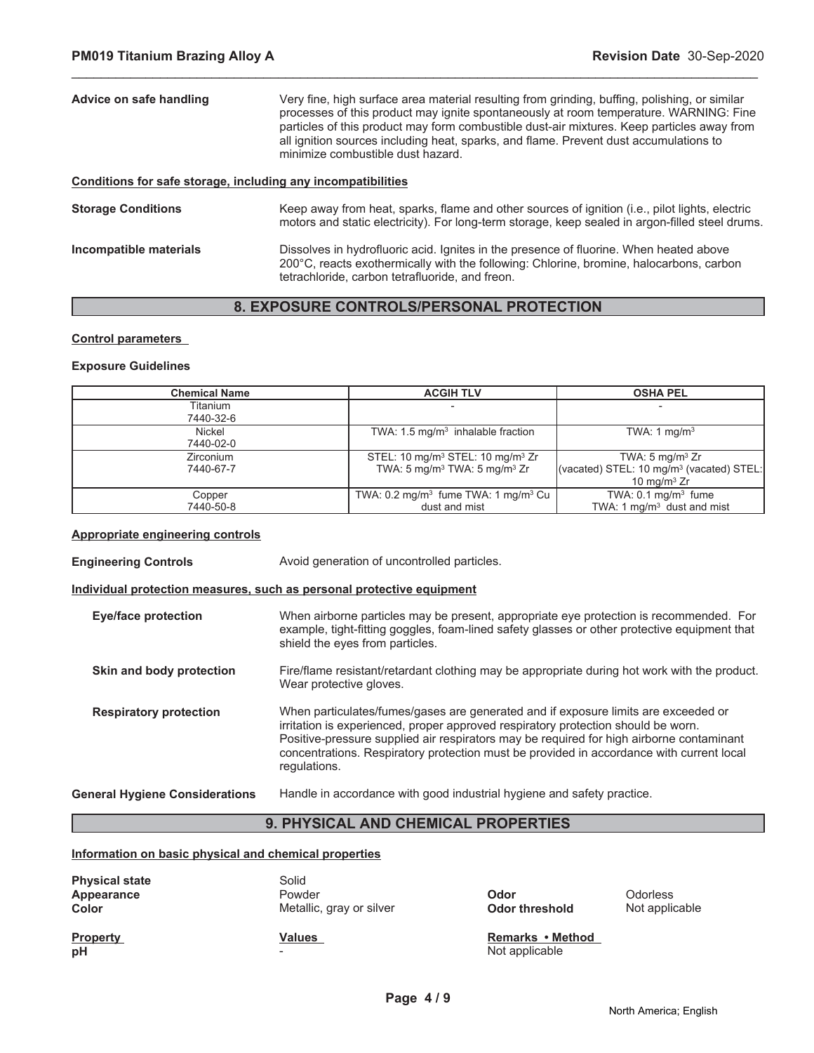**Advice on safe handling** Very fine, high surface area material resulting from grinding, buffing, polishing, or similar processes of this product may ignite spontaneously at room temperature. WARNING: Fine particles of this product may form combustible dust-air mixtures. Keep particles away from all ignition sources including heat, sparks, and flame. Prevent dust accumulations to minimize combustible dust hazard.

**Conditions for safe storage, including any incompatibilities**

**Storage Conditions** Keep away from heat, sparks, flame and other sources of ignition (i.e., pilot lights, electric motors and static electricity). For long-term storage, keep sealed in argon-filled steel drums.

**Incompatible materials** Dissolves in hydrofluoric acid. Ignites in the presence of fluorine. When heated above 200°C, reacts exothermically with the following: Chlorine, bromine, halocarbons, carbon tetrachloride, carbon tetrafluoride, and freon.

## 8. EXPOSURE CONTROLS/PERSONAL PROTECTION

**Control parameters**

**Exposure Guidelines**

| Chemical Name | ACGIH TLV | OSHA PEL |
|---|---|---|
| Titanium<br>7440-32-6 | - | - |
| Nickel<br>7440-02-0 | TWA: 1.5 mg/m$^3$ inhalable fraction | TWA: 1 mg/m$^3$ |
| Zirconium<br>7440-67-7 | STEL: 10 mg/m$^3$ STEL: 10 mg/m$^3$ Zr<br>TWA: 5 mg/m$^3$ TWA: 5 mg/m$^3$ Zr | TWA: 5 mg/m$^3$ Zr<br>(vacated) STEL: 10 mg/m$^3$ (vacated) STEL: 10 mg/m$^3$ Zr |
| Copper<br>7440-50-8 | TWA: 0.2 mg/m$^3$ fume TWA: 1 mg/m$^3$ Cu dust and mist | TWA: 0.1 mg/m$^3$ fume<br>TWA: 1 mg/m$^3$ dust and mist |

**Appropriate engineering controls**

**Engineering Controls** Avoid generation of uncontrolled particles.

**Individual protection measures, such as personal protective equipment**

**Eye/face protection** When airborne particles may be present, appropriate eye protection is recommended. For example, tight-fitting goggles, foam-lined safety glasses or other protective equipment that shield the eyes from particles.

**Skin and body protection** Fire/flame resistant/retardant clothing may be appropriate during hot work with the product. Wear protective gloves.

**Respiratory protection** When particulates/fumes/gases are generated and if exposure limits are exceeded or irritation is experienced, proper approved respiratory protection should be worn. Positive-pressure supplied air respirators may be required for high airborne contaminant concentrations. Respiratory protection must be provided in accordance with current local regulations.

**General Hygiene Considerations** Handle in accordance with good industrial hygiene and safety practice.

## 9. PHYSICAL AND CHEMICAL PROPERTIES

**Information on basic physical and chemical properties**

**Physical state** Solid
**Appearance** Powder
**Color** Metallic, gray or silver

**Odor** Odorless
**Odor threshold** Not applicable

| Property | Values | Remarks • Method |
|---|---|---|
| pH | - | Not applicable |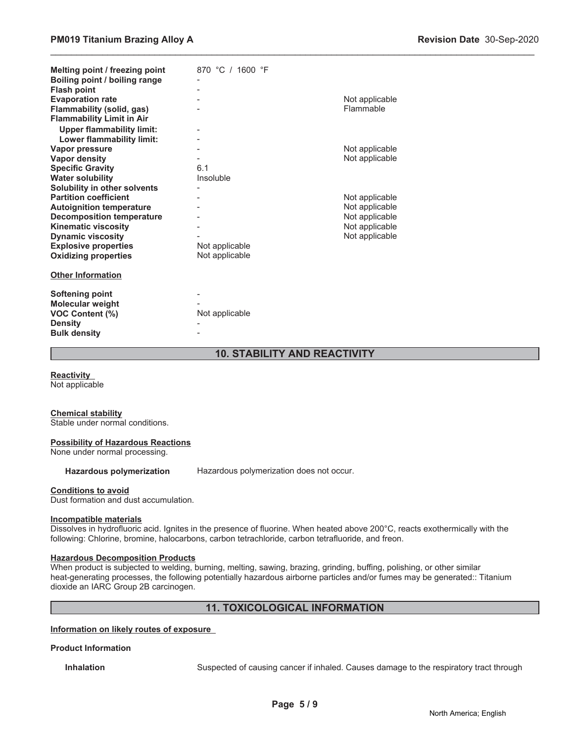| | | |
|---|---|---|
| **Melting point / freezing point** | 870 °C / 1600 °F | |
| **Boiling point / boiling range** | - | |
| **Flash point** | - | |
| **Evaporation rate** | - | Not applicable |
| **Flammability (solid, gas)** | - | Flammable |
| **Flammability Limit in Air** | | |
| **Upper flammability limit:** | - | |
| **Lower flammability limit:** | - | |
| **Vapor pressure** | - | Not applicable |
| **Vapor density** | - | Not applicable |
| **Specific Gravity** | 6.1 | |
| **Water solubility** | Insoluble | |
| **Solubility in other solvents** | - | |
| **Partition coefficient** | - | Not applicable |
| **Autoignition temperature** | - | Not applicable |
| **Decomposition temperature** | - | Not applicable |
| **Kinematic viscosity** | - | Not applicable |
| **Dynamic viscosity** | - | Not applicable |
| **Explosive properties** | Not applicable | |
| **Oxidizing properties** | Not applicable | |

**Other Information**

| | |
|---|---|
| **Softening point** | - |
| **Molecular weight** | - |
| **VOC Content (%)** | Not applicable |
| **Density** | - |
| **Bulk density** | - |

## 10. STABILITY AND REACTIVITY

**Reactivity**
Not applicable

**Chemical stability**
Stable under normal conditions.

**Possibility of Hazardous Reactions**
None under normal processing.

**Hazardous polymerization** Hazardous polymerization does not occur.

**Conditions to avoid**
Dust formation and dust accumulation.

**Incompatible materials**
Dissolves in hydrofluoric acid. Ignites in the presence of fluorine. When heated above 200°C, reacts exothermically with the following: Chlorine, bromine, halocarbons, carbon tetrachloride, carbon tetrafluoride, and freon.

**Hazardous Decomposition Products**
When product is subjected to welding, burning, melting, sawing, brazing, grinding, buffing, polishing, or other similar heat-generating processes, the following potentially hazardous airborne particles and/or fumes may be generated:: Titanium dioxide an IARC Group 2B carcinogen.

## 11. TOXICOLOGICAL INFORMATION

**Information on likely routes of exposure**

**Product Information**

**Inhalation** Suspected of causing cancer if inhaled. Causes damage to the respiratory tract through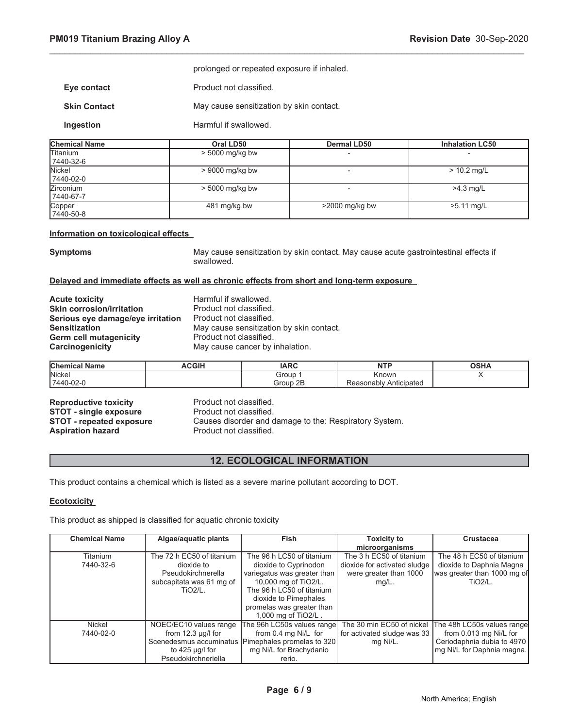| | |
|---|---|
| | prolonged or repeated exposure if inhaled. |
| **Eye contact** | Product not classified. |
| **Skin Contact** | May cause sensitization by skin contact. |
| **Ingestion** | Harmful if swallowed. |

| Chemical Name | Oral LD50 | Dermal LD50 | Inhalation LC50 |
|---|---|---|---|
| Titanium 7440-32-6 | > 5000 mg/kg bw | - | - |
| Nickel 7440-02-0 | > 9000 mg/kg bw | - | > 10.2 mg/L |
| Zirconium 7440-67-7 | > 5000 mg/kg bw | - | >4.3 mg/L |
| Copper 7440-50-8 | 481 mg/kg bw | >2000 mg/kg bw | >5.11 mg/L |

**Information on toxicological effects**

**Symptoms** May cause sensitization by skin contact. May cause acute gastrointestinal effects if swallowed.

**Delayed and immediate effects as well as chronic effects from short and long-term exposure**

| | |
|---|---|
| **Acute toxicity** | Harmful if swallowed. |
| **Skin corrosion/irritation** | Product not classified. |
| **Serious eye damage/eye irritation** | Product not classified. |
| **Sensitization** | May cause sensitization by skin contact. |
| **Germ cell mutagenicity** | Product not classified. |
| **Carcinogenicity** | May cause cancer by inhalation. |

| Chemical Name | ACGIH | IARC | NTP | OSHA |
|---|---|---|---|---|
| Nickel 7440-02-0 | | Group 1 Group 2B | Known Reasonably Anticipated | X |

| | |
|---|---|
| **Reproductive toxicity** | Product not classified. |
| **STOT - single exposure** | Product not classified. |
| **STOT - repeated exposure** | Causes disorder and damage to the: Respiratory System. |
| **Aspiration hazard** | Product not classified. |

## 12. ECOLOGICAL INFORMATION

This product contains a chemical which is listed as a severe marine pollutant according to DOT.

**Ecotoxicity**

This product as shipped is classified for aquatic chronic toxicity

| Chemical Name | Algae/aquatic plants | Fish | Toxicity to microorganisms | Crustacea |
|---|---|---|---|---|
| Titanium 7440-32-6 | The 72 h EC50 of titanium dioxide to Pseudokirchnerella subcapitata was 61 mg of TiO2/L. | The 96 h LC50 of titanium dioxide to Cyprinodon variegatus was greater than 10,000 mg of TiO2/L. The 96 h LC50 of titanium dioxide to Pimephales promelas was greater than 1,000 mg of TiO2/L . | The 3 h EC50 of titanium dioxide for activated sludge were greater than 1000 mg/L. | The 48 h EC50 of titanium dioxide to Daphnia Magna was greater than 1000 mg of TiO2/L. |
| Nickel 7440-02-0 | NOEC/EC10 values range from 12.3 µg/l for Scenedesmus accuminatus to 425 µg/l for Pseudokirchneriella | The 96h LC50s values range from 0.4 mg Ni/L for Pimephales promelas to 320 mg Ni/L for Brachydanio rerio. | The 30 min EC50 of nickel for activated sludge was 33 mg Ni/L. | The 48h LC50s values range from 0.013 mg Ni/L for Ceriodaphnia dubia to 4970 mg Ni/L for Daphnia magna. |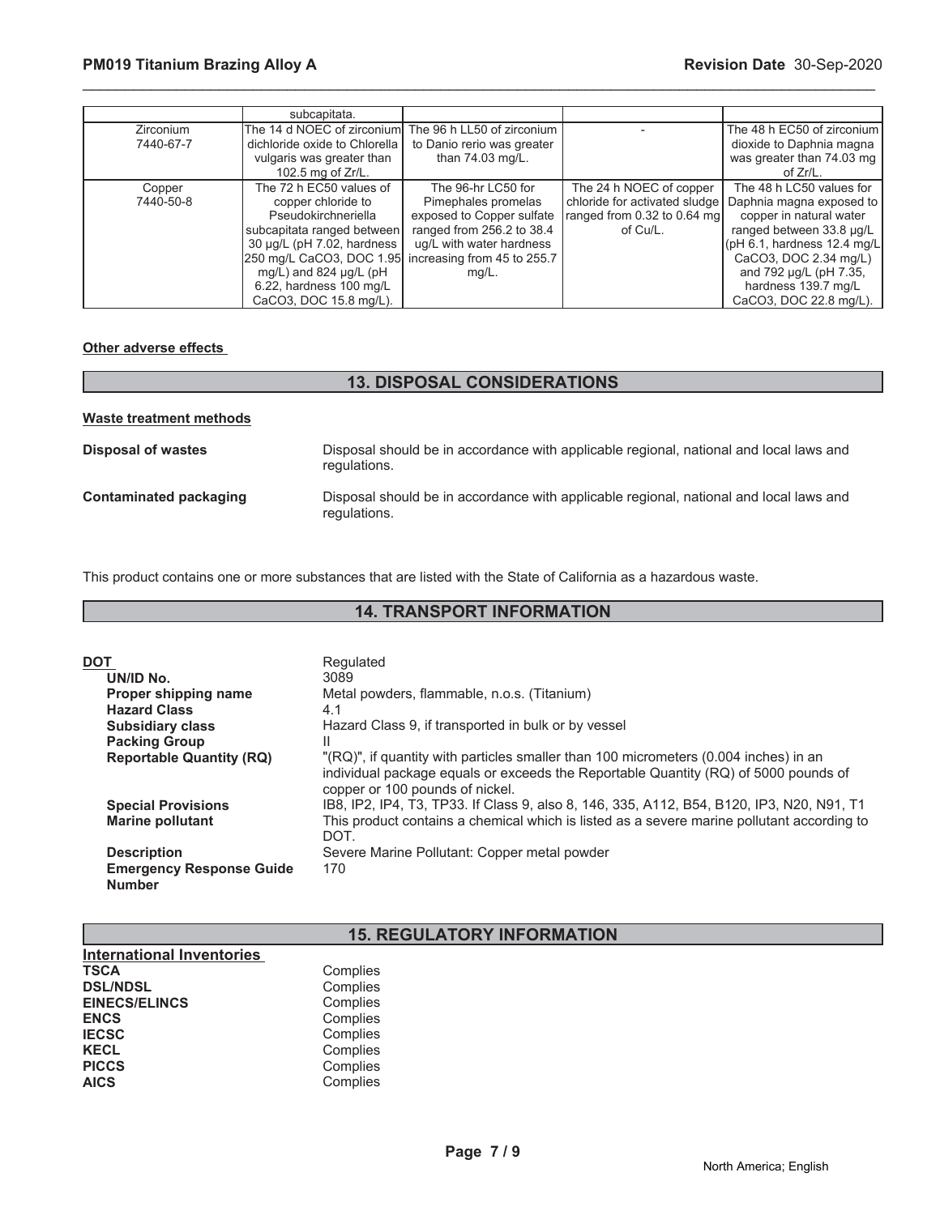| | subcapitata. | | | |
|---|---|---|---|---|
| Zirconium 7440-67-7 | The 14 d NOEC of zirconium dichloride oxide to Chlorella vulgaris was greater than 102.5 mg of Zr/L. | The 96 h LL50 of zirconium to Danio rerio was greater than 74.03 mg/L. | - | The 48 h EC50 of zirconium dioxide to Daphnia magna was greater than 74.03 mg of Zr/L. |
| Copper 7440-50-8 | The 72 h EC50 values of copper chloride to Pseudokirchneriella subcapitata ranged between 30 µg/L (pH 7.02, hardness 250 mg/L CaCO3, DOC 1.95 mg/L) and 824 µg/L (pH 6.22, hardness 100 mg/L CaCO3, DOC 15.8 mg/L). | The 96-hr LC50 for Pimephales promelas exposed to Copper sulfate ranged from 256.2 to 38.4 ug/L with water hardness increasing from 45 to 255.7 mg/L. | The 24 h NOEC of copper chloride for activated sludge ranged from 0.32 to 0.64 mg of Cu/L. | The 48 h LC50 values for Daphnia magna exposed to copper in natural water ranged between 33.8 µg/L (pH 6.1, hardness 12.4 mg/L CaCO3, DOC 2.34 mg/L) and 792 µg/L (pH 7.35, hardness 139.7 mg/L CaCO3, DOC 22.8 mg/L). |

**Other adverse effects**

## 13. DISPOSAL CONSIDERATIONS

**Waste treatment methods**

**Disposal of wastes** Disposal should be in accordance with applicable regional, national and local laws and regulations.

**Contaminated packaging** Disposal should be in accordance with applicable regional, national and local laws and regulations.

This product contains one or more substances that are listed with the State of California as a hazardous waste.

## 14. TRANSPORT INFORMATION

**DOT** Regulated

**UN/ID No.** 3089

**Proper shipping name** Metal powders, flammable, n.o.s. (Titanium)

**Hazard Class** 4.1

**Subsidiary class** Hazard Class 9, if transported in bulk or by vessel

**Packing Group** II

**Reportable Quantity (RQ)** "(RQ)", if quantity with particles smaller than 100 micrometers (0.004 inches) in an individual package equals or exceeds the Reportable Quantity (RQ) of 5000 pounds of copper or 100 pounds of nickel.

**Special Provisions** IB8, IP2, IP4, T3, TP33. If Class 9, also 8, 146, 335, A112, B54, B120, IP3, N20, N91, T1

**Marine pollutant** This product contains a chemical which is listed as a severe marine pollutant according to DOT.

**Description** Severe Marine Pollutant: Copper metal powder

**Emergency Response Guide Number** 170

## 15. REGULATORY INFORMATION

**International Inventories**

**TSCA** Complies
**DSL/NDSL** Complies
**EINECS/ELINCS** Complies
**ENCS** Complies
**IECSC** Complies
**KECL** Complies
**PICCS** Complies
**AICS** Complies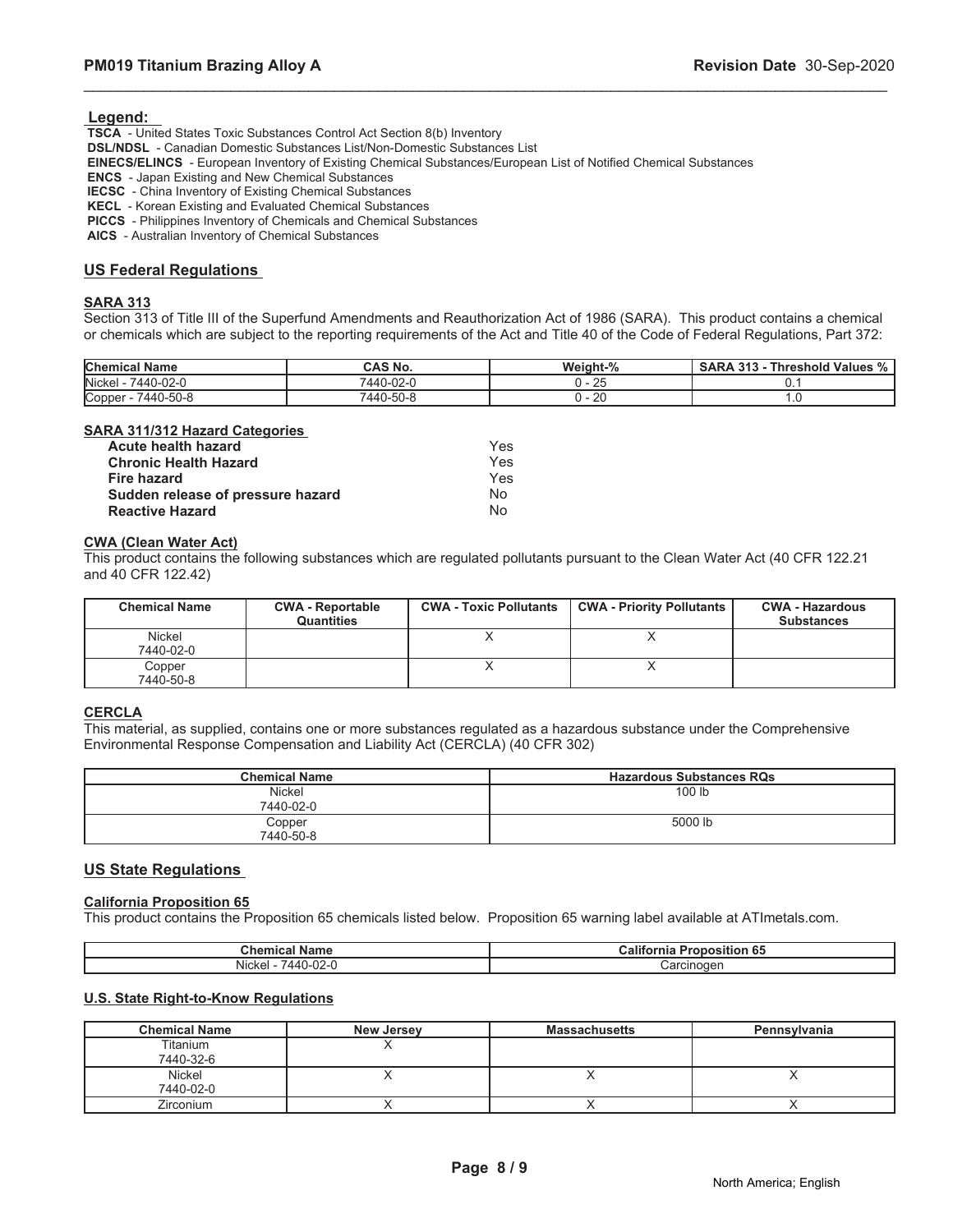**Legend:**

**TSCA** - United States Toxic Substances Control Act Section 8(b) Inventory
**DSL/NDSL** - Canadian Domestic Substances List/Non-Domestic Substances List
**EINECS/ELINCS** - European Inventory of Existing Chemical Substances/European List of Notified Chemical Substances
**ENCS** - Japan Existing and New Chemical Substances
**IECSC** - China Inventory of Existing Chemical Substances
**KECL** - Korean Existing and Evaluated Chemical Substances
**PICCS** - Philippines Inventory of Chemicals and Chemical Substances
**AICS** - Australian Inventory of Chemical Substances

## US Federal Regulations

### SARA 313

Section 313 of Title III of the Superfund Amendments and Reauthorization Act of 1986 (SARA). This product contains a chemical or chemicals which are subject to the reporting requirements of the Act and Title 40 of the Code of Federal Regulations, Part 372:

| Chemical Name | CAS No. | Weight-% | SARA 313 - Threshold Values % |
|---|---|---|---|
| Nickel - 7440-02-0 | 7440-02-0 | 0 - 25 | 0.1 |
| Copper - 7440-50-8 | 7440-50-8 | 0 - 20 | 1.0 |

### SARA 311/312 Hazard Categories

| | |
|---|---|
| **Acute health hazard** | Yes |
| **Chronic Health Hazard** | Yes |
| **Fire hazard** | Yes |
| **Sudden release of pressure hazard** | No |
| **Reactive Hazard** | No |

### CWA (Clean Water Act)

This product contains the following substances which are regulated pollutants pursuant to the Clean Water Act (40 CFR 122.21 and 40 CFR 122.42)

| Chemical Name | CWA - Reportable Quantities | CWA - Toxic Pollutants | CWA - Priority Pollutants | CWA - Hazardous Substances |
|---|---|---|---|---|
| Nickel 7440-02-0 | | X | X | |
| Copper 7440-50-8 | | X | X | |

### CERCLA

This material, as supplied, contains one or more substances regulated as a hazardous substance under the Comprehensive Environmental Response Compensation and Liability Act (CERCLA) (40 CFR 302)

| Chemical Name | Hazardous Substances RQs |
|---|---|
| Nickel 7440-02-0 | 100 lb |
| Copper 7440-50-8 | 5000 lb |

## US State Regulations

### California Proposition 65

This product contains the Proposition 65 chemicals listed below. Proposition 65 warning label available at ATImetals.com.

| Chemical Name | California Proposition 65 |
|---|---|
| Nickel - 7440-02-0 | Carcinogen |

### U.S. State Right-to-Know Regulations

| Chemical Name | New Jersey | Massachusetts | Pennsylvania |
|---|---|---|---|
| Titanium 7440-32-6 | X | | |
| Nickel 7440-02-0 | X | X | X |
| Zirconium | X | X | X |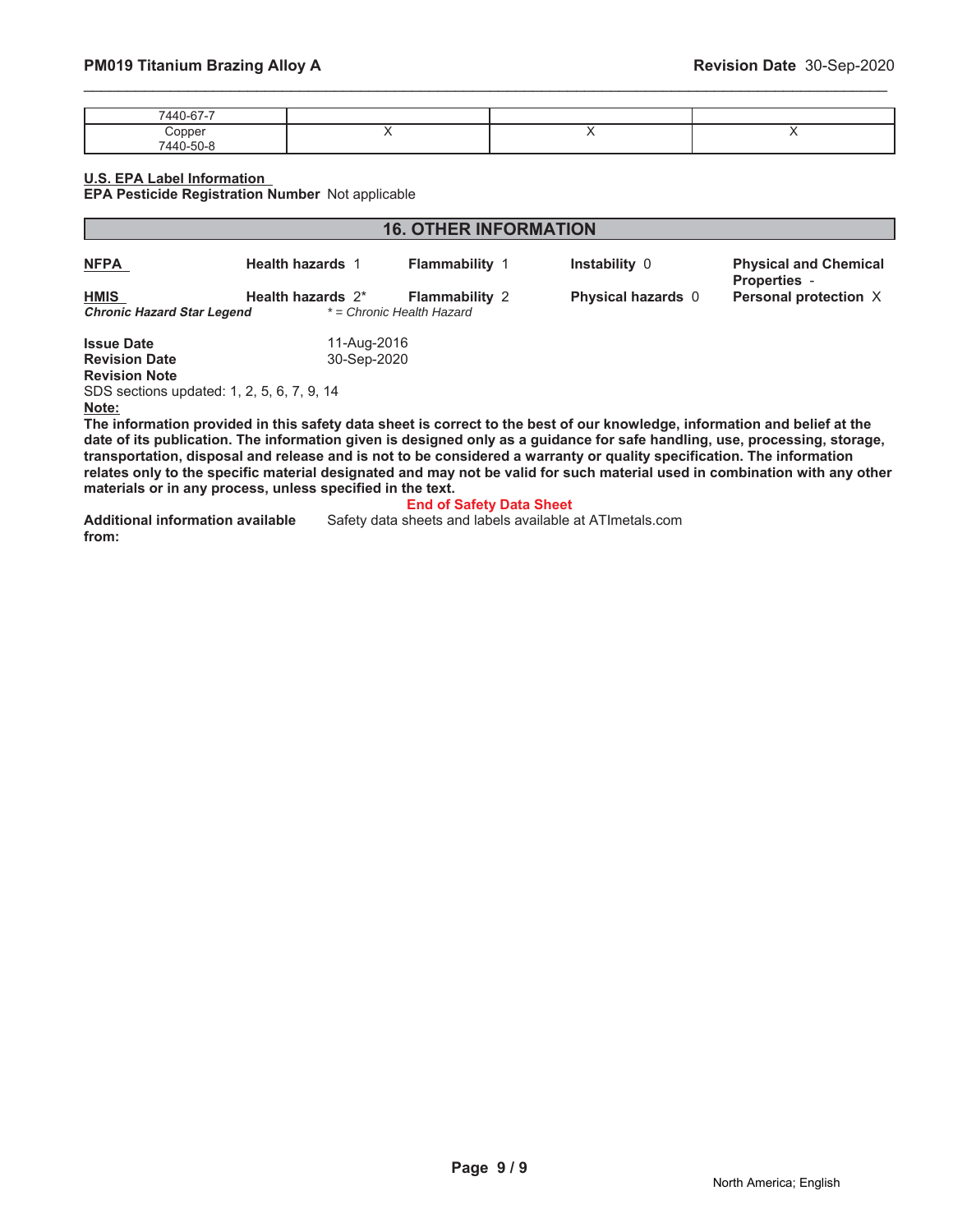| | | | |
|---|---|---|---|
| 7440-67-7 | | | |
| Copper 7440-50-8 | X | X | X |

**U.S. EPA Label Information**

**EPA Pesticide Registration Number** Not applicable

## 16. OTHER INFORMATION

| | | | | |
|---|---|---|---|---|
| **NFPA** | **Health hazards** 1 | **Flammability** 1 | **Instability** 0 | **Physical and Chemical Properties** - |
| **HMIS** | **Health hazards** 2* | **Flammability** 2 | **Physical hazards** 0 | **Personal protection** X |
| ***Chronic Hazard Star Legend*** | *\* = Chronic Health Hazard* | | | |

**Issue Date** 11-Aug-2016

**Revision Date** 30-Sep-2020

**Revision Note**

SDS sections updated: 1, 2, 5, 6, 7, 9, 14

**Note:**

**The information provided in this safety data sheet is correct to the best of our knowledge, information and belief at the date of its publication. The information given is designed only as a guidance for safe handling, use, processing, storage, transportation, disposal and release and is not to be considered a warranty or quality specification. The information relates only to the specific material designated and may not be valid for such material used in combination with any other materials or in any process, unless specified in the text.**

**End of Safety Data Sheet**

**Additional information available from:** Safety data sheets and labels available at ATImetals.com